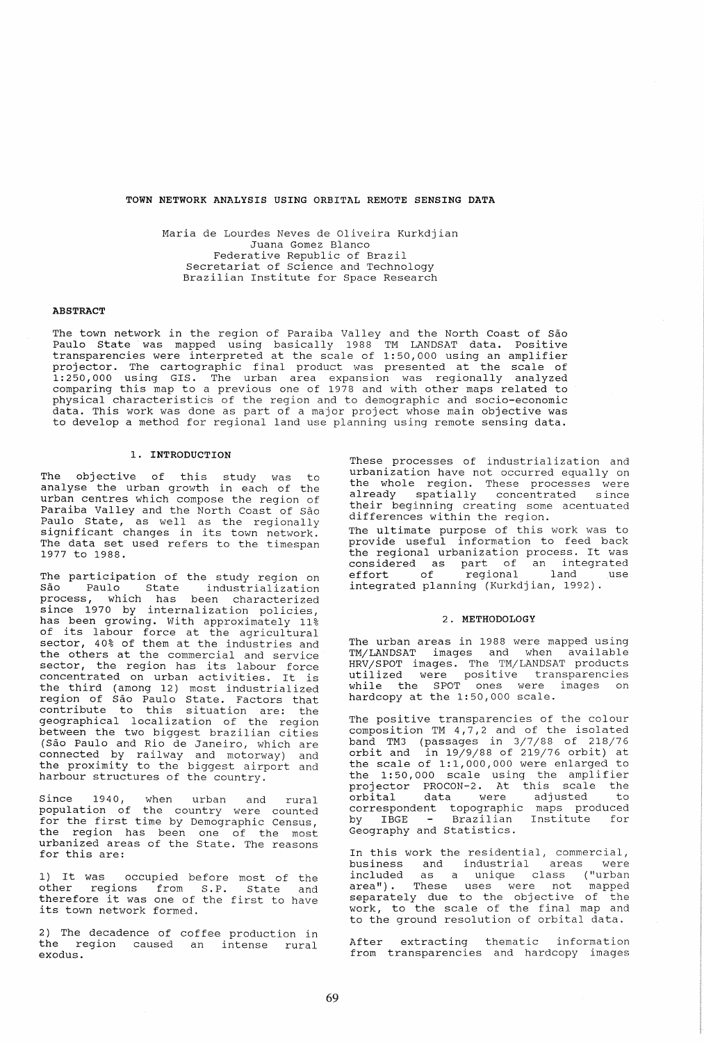# TOWN NETWORK ANALYSIS USING ORBITAL REMOTE SENSING DATA

Maria de Lourdes Neves de Oliveira Kurkdjian
Juana Gomez Blanco
Federative Republic of Brazil
Secretariat of Science and Technology
Brazilian Institute for Space Research

## ABSTRACT

The town network in the region of Paraiba Valley and the North Coast of São Paulo State was mapped using basically 1988 TM LANDSAT data. Positive transparencies were interpreted at the scale of 1:50,000 using an amplifier projector. The cartographic final product was presented at the scale of 1:250,000 using GIS. The urban area expansion was regionally analyzed comparing this map to a previous one of 1978 and with other maps related to physical characteristics of the region and to demographic and socio-economic data. This work was done as part of a major project whose main objective was to develop a method for regional land use planning using remote sensing data.

## 1. INTRODUCTION

The objective of this study was to analyse the urban growth in each of the urban centres which compose the region of Paraiba Valley and the North Coast of São Paulo State, as well as the regionally significant changes in its town network. The data set used refers to the timespan 1977 to 1988.

The participation of the study region on São Paulo State industrialization process, which has been characterized since 1970 by internalization policies, has been growing. With approximately 11% of its labour force at the agricultural sector, 40% of them at the industries and the others at the commercial and service sector, the region has its labour force concentrated on urban activities. It is the third (among 12) most industrialized region of São Paulo State. Factors that contribute to this situation are: the geographical localization of the region between the two biggest brazilian cities (São Paulo and Rio de Janeiro, which are connected by railway and motorway) and the proximity to the biggest airport and harbour structures of the country.

Since 1940, when urban and rural population of the country were counted for the first time by Demographic Census, the region has been one of the most urbanized areas of the State. The reasons for this are:

1) It was occupied before most of the other regions from S.P. State and therefore it was one of the first to have its town network formed.

2) The decadence of coffee production in the region caused an intense rural exodus.

These processes of industrialization and urbanization have not occurred equally on the whole region. These processes were already spatially concentrated since their beginning creating some acentuated differences within the region.

The ultimate purpose of this work was to provide useful information to feed back the regional urbanization process. It was considered as part of an integrated effort of regional land use integrated planning (Kurkdjian, 1992).

## 2. METHODOLOGY

The urban areas in 1988 were mapped using TM/LANDSAT images and when available HRV/SPOT images. The TM/LANDSAT products utilized were positive transparencies while the SPOT ones were images on hardcopy at the 1:50,000 scale.

The positive transparencies of the colour composition TM 4,7,2 and of the isolated band TM3 (passages in 3/7/88 of 218/76 orbit and in 19/9/88 of 219/76 orbit) at the scale of 1:1,000,000 were enlarged to the 1:50,000 scale using the amplifier projector PROCON-2. At this scale the orbital data were adjusted to correspondent topographic maps produced by IBGE - Brazilian Institute for Geography and Statistics.

In this work the residential, commercial, business and industrial areas were included as a unique class ("urban area"). These uses were not mapped separately due to the objective of the work, to the scale of the final map and to the ground resolution of orbital data.

After extracting thematic information from transparencies and hardcopy images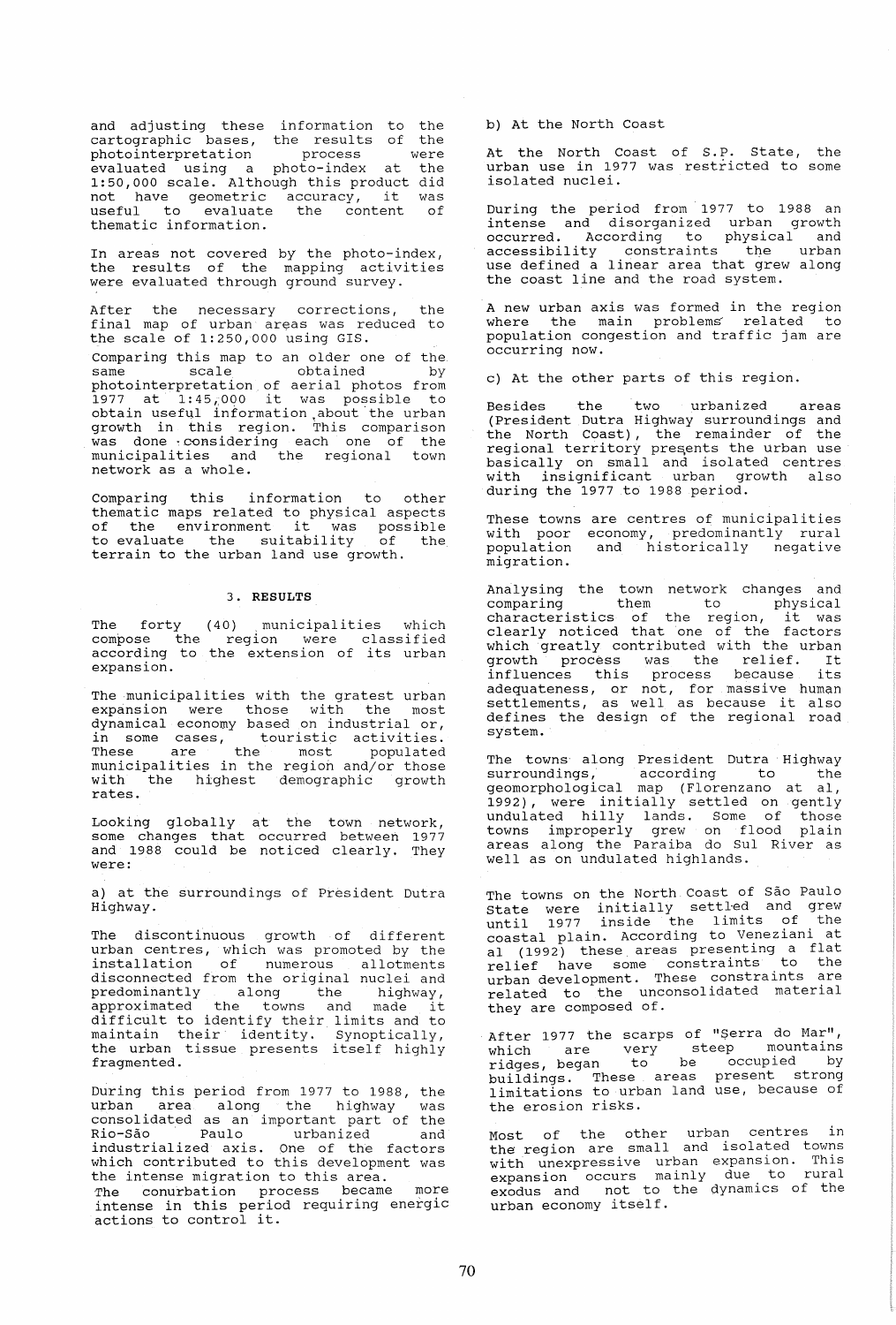and adjusting these information to the cartographic bases, the results of the photointerpretation process were evaluated using a photo-index at the 1:50,000 scale. Although this product did not have geometric accuracy, it was useful to evaluate the content of thematic information.

In areas not covered by the photo-index, the results of the mapping activities were evaluated through ground survey.

After the necessary corrections, the final map of urban areas was reduced to the scale of 1:250,000 using GIS.

Comparing this map to an older one of the same scale obtained by photointerpretation of aerial photos from 1977 at 1:45,000 it was possible to obtain useful information about the urban growth in this region. This comparison was done considering each one of the municipalities and the regional town network as a whole.

Comparing this information to other thematic maps related to physical aspects of the environment it was possible to evaluate the suitability of the terrain to the urban land use growth.

## 3. RESULTS

The forty (40) municipalities which compose the region were classified according to the extension of its urban expansion.

The municipalities with the gratest urban expansion were those with the most dynamical economy based on industrial or, in some cases, touristic activities. These are the most populated municipalities in the region and/or those with the highest demographic growth rates.

Looking globally at the town network, some changes that occurred between 1977 and 1988 could be noticed clearly. They were:

a) at the surroundings of President Dutra Highway.

The discontinuous growth of different urban centres, which was promoted by the installation of numerous allotments disconnected from the original nuclei and predominantly along the highway, approximated the towns and made it difficult to identify their limits and to maintain their identity. Synoptically, the urban tissue presents itself highly fragmented.

During this period from 1977 to 1988, the urban area along the highway was consolidated as an important part of the Rio-São Paulo urbanized and industrialized axis. One of the factors which contributed to this development was the intense migration to this area.

The conurbation process became more intense in this period requiring energic actions to control it.

b) At the North Coast

At the North Coast of S.P. State, the urban use in 1977 was restricted to some isolated nuclei.

During the period from 1977 to 1988 an intense and disorganized urban growth occurred. According to physical and accessibility constraints the urban use defined a linear area that grew along the coast line and the road system.

A new urban axis was formed in the region where the main problems related to population congestion and traffic jam are occurring now.

c) At the other parts of this region.

Besides the two urbanized areas (President Dutra Highway surroundings and the North Coast), the remainder of the regional territory presents the urban use basically on small and isolated centres with insignificant urban growth also during the 1977 to 1988 period.

These towns are centres of municipalities with poor economy, predominantly rural population and historically negative migration.

Analysing the town network changes and comparing them to physical characteristics of the region, it was clearly noticed that one of the factors which greatly contributed with the urban growth process was the relief. It influences this process because its adequateness, or not, for massive human settlements, as well as because it also defines the design of the regional road system.

The towns along President Dutra Highway surroundings, according to the geomorphological map (Florenzano at al, 1992), were initially settled on gently undulated hilly lands. Some of those towns improperly grew on flood plain areas along the Paraiba do Sul River as well as on undulated highlands.

The towns on the North Coast of São Paulo State were initially settled and grew until 1977 inside the limits of the coastal plain. According to Veneziani at al (1992) these areas presenting a flat relief have some constraints to the urban development. These constraints are related to the unconsolidated material they are composed of.

After 1977 the scarps of "Serra do Mar", which are very steep mountains ridges, began to be occupied by buildings. These areas present strong limitations to urban land use, because of the erosion risks.

Most of the other urban centres in the region are small and isolated towns with unexpressive urban expansion. This expansion occurs mainly due to rural exodus and not to the dynamics of the urban economy itself.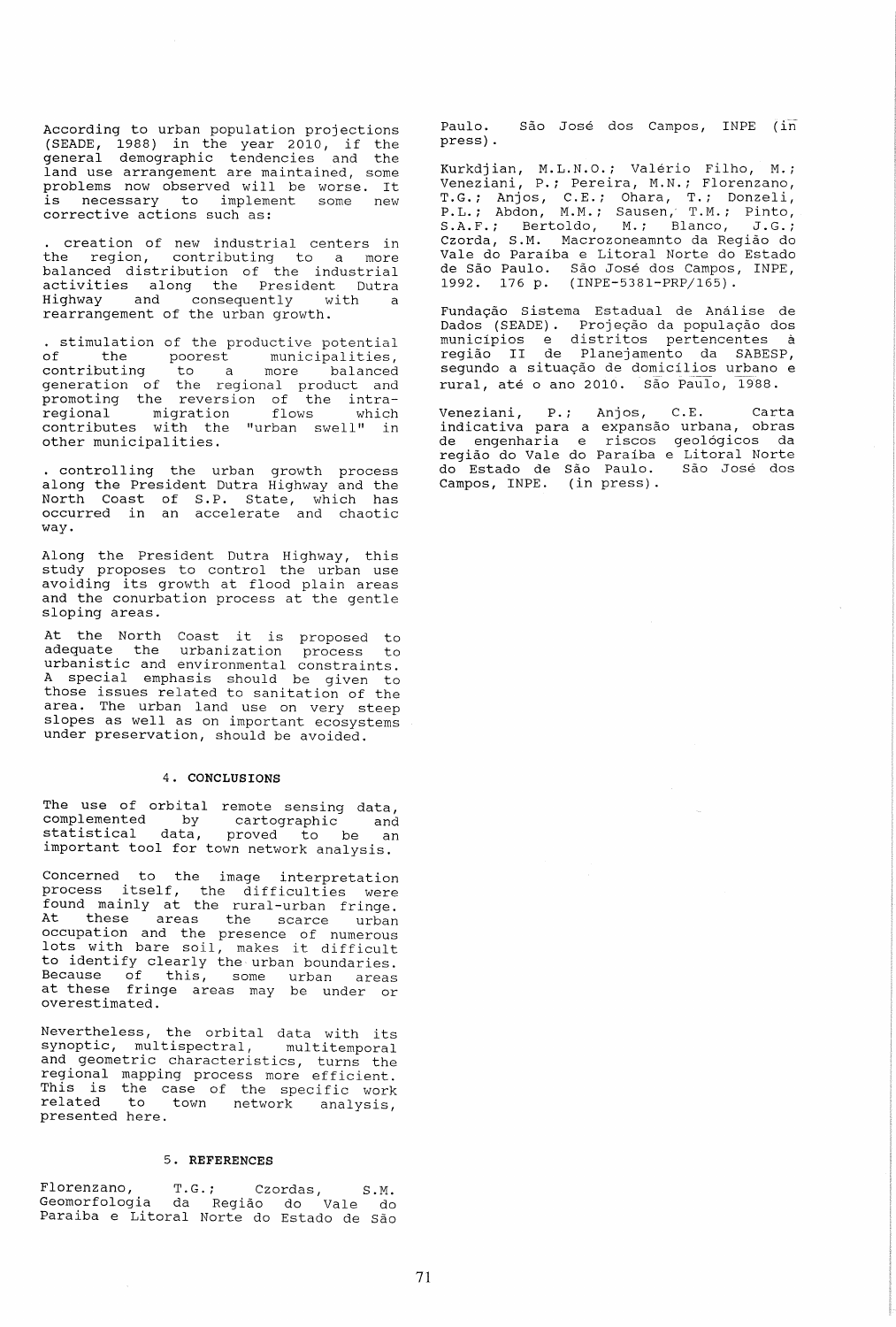According to urban population projections (SEADE, 1988) in the year 2010, if the general demographic tendencies and the land use arrangement are maintained, some problems now observed will be worse. It is necessary to implement some new corrective actions such as:

. creation of new industrial centers in the region, contributing to a more balanced distribution of the industrial activities along the President Dutra Highway and consequently with a rearrangement of the urban growth.

. stimulation of the productive potential of the poorest municipalities, contributing to a more balanced generation of the regional product and promoting the reversion of the intra-regional migration flows which contributes with the "urban swell" in other municipalities.

. controlling the urban growth process along the President Dutra Highway and the North Coast of S.P. State, which has occurred in an accelerate and chaotic way.

Along the President Dutra Highway, this study proposes to control the urban use avoiding its growth at flood plain areas and the conurbation process at the gentle sloping areas.

At the North Coast it is proposed to adequate the urbanization process to urbanistic and environmental constraints. A special emphasis should be given to those issues related to sanitation of the area. The urban land use on very steep slopes as well as on important ecosystems under preservation, should be avoided.

## 4. CONCLUSIONS

The use of orbital remote sensing data, complemented by cartographic and statistical data, proved to be an important tool for town network analysis.

Concerned to the image interpretation process itself, the difficulties were found mainly at the rural-urban fringe. At these areas the scarce urban occupation and the presence of numerous lots with bare soil, makes it difficult to identify clearly the urban boundaries. Because of this, some urban areas at these fringe areas may be under or overestimated.

Nevertheless, the orbital data with its synoptic, multispectral, multitemporal and geometric characteristics, turns the regional mapping process more efficient. This is the case of the specific work related to town network analysis, presented here.

## 5. REFERENCES

Florenzano, T.G.; Czordas, S.M. Geomorfologia da Região do Vale do Paraiba e Litoral Norte do Estado de São Paulo. São José dos Campos, INPE (in press).

Kurkdjian, M.L.N.O.; Valério Filho, M.; Veneziani, P.; Pereira, M.N.; Florenzano, T.G.; Anjos, C.E.; Ohara, T.; Donzeli, P.L.; Abdon, M.M.; Sausen, T.M.; Pinto, S.A.F.; Bertoldo, M.; Blanco, J.G.; Czorda, S.M. Macrozoneamnto da Região do Vale do Paraíba e Litoral Norte do Estado de São Paulo. São José dos Campos, INPE, 1992. 176 p. (INPE-5381-PRP/165).

Fundação Sistema Estadual de Análise de Dados (SEADE). Projeção da população dos municípios e distritos pertencentes à região II de Planejamento da SABESP, segundo a situação de domicílios urbano e rural, até o ano 2010. São Paulo, 1988.

Veneziani, P.; Anjos, C.E. Carta indicativa para a expansão urbana, obras de engenharia e riscos geológicos da região do Vale do Paraíba e Litoral Norte do Estado de São Paulo. São José dos Campos, INPE. (in press).